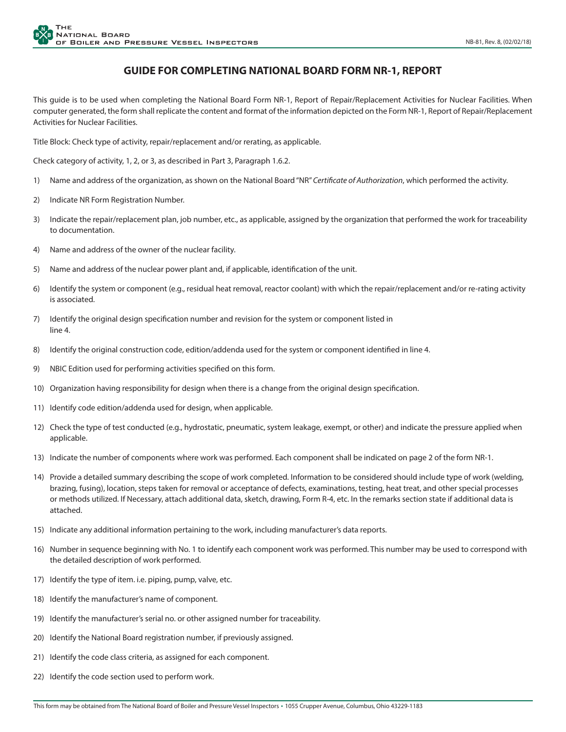# GUIDE FOR COMPLETING NATIONAL BOARD FORM NR-1, REPORT

This guide is to be used when completing the National Board Form NR-1, Report of Repair/Replacement Activities for Nuclear Facilities. When computer generated, the form shall replicate the content and format of the information depicted on the Form NR-1, Report of Repair/Replacement Activities for Nuclear Facilities.

Title Block: Check type of activity, repair/replacement and/or rerating, as applicable.

Check category of activity, 1, 2, or 3, as described in Part 3, Paragraph 1.6.2.

1) Name and address of the organization, as shown on the National Board "NR" *Certificate of Authorization*, which performed the activity.

2) Indicate NR Form Registration Number.

3) Indicate the repair/replacement plan, job number, etc., as applicable, assigned by the organization that performed the work for traceability to documentation.

4) Name and address of the owner of the nuclear facility.

5) Name and address of the nuclear power plant and, if applicable, identification of the unit.

6) Identify the system or component (e.g., residual heat removal, reactor coolant) with which the repair/replacement and/or re-rating activity is associated.

7) Identify the original design specification number and revision for the system or component listed in line 4.

8) Identify the original construction code, edition/addenda used for the system or component identified in line 4.

9) NBIC Edition used for performing activities specified on this form.

10) Organization having responsibility for design when there is a change from the original design specification.

11) Identify code edition/addenda used for design, when applicable.

12) Check the type of test conducted (e.g., hydrostatic, pneumatic, system leakage, exempt, or other) and indicate the pressure applied when applicable.

13) Indicate the number of components where work was performed. Each component shall be indicated on page 2 of the form NR-1.

14) Provide a detailed summary describing the scope of work completed. Information to be considered should include type of work (welding, brazing, fusing), location, steps taken for removal or acceptance of defects, examinations, testing, heat treat, and other special processes or methods utilized. If Necessary, attach additional data, sketch, drawing, Form R-4, etc. In the remarks section state if additional data is attached.

15) Indicate any additional information pertaining to the work, including manufacturer's data reports.

16) Number in sequence beginning with No. 1 to identify each component work was performed. This number may be used to correspond with the detailed description of work performed.

17) Identify the type of item. i.e. piping, pump, valve, etc.

18) Identify the manufacturer's name of component.

19) Identify the manufacturer's serial no. or other assigned number for traceability.

20) Identify the National Board registration number, if previously assigned.

21) Identify the code class criteria, as assigned for each component.

22) Identify the code section used to perform work.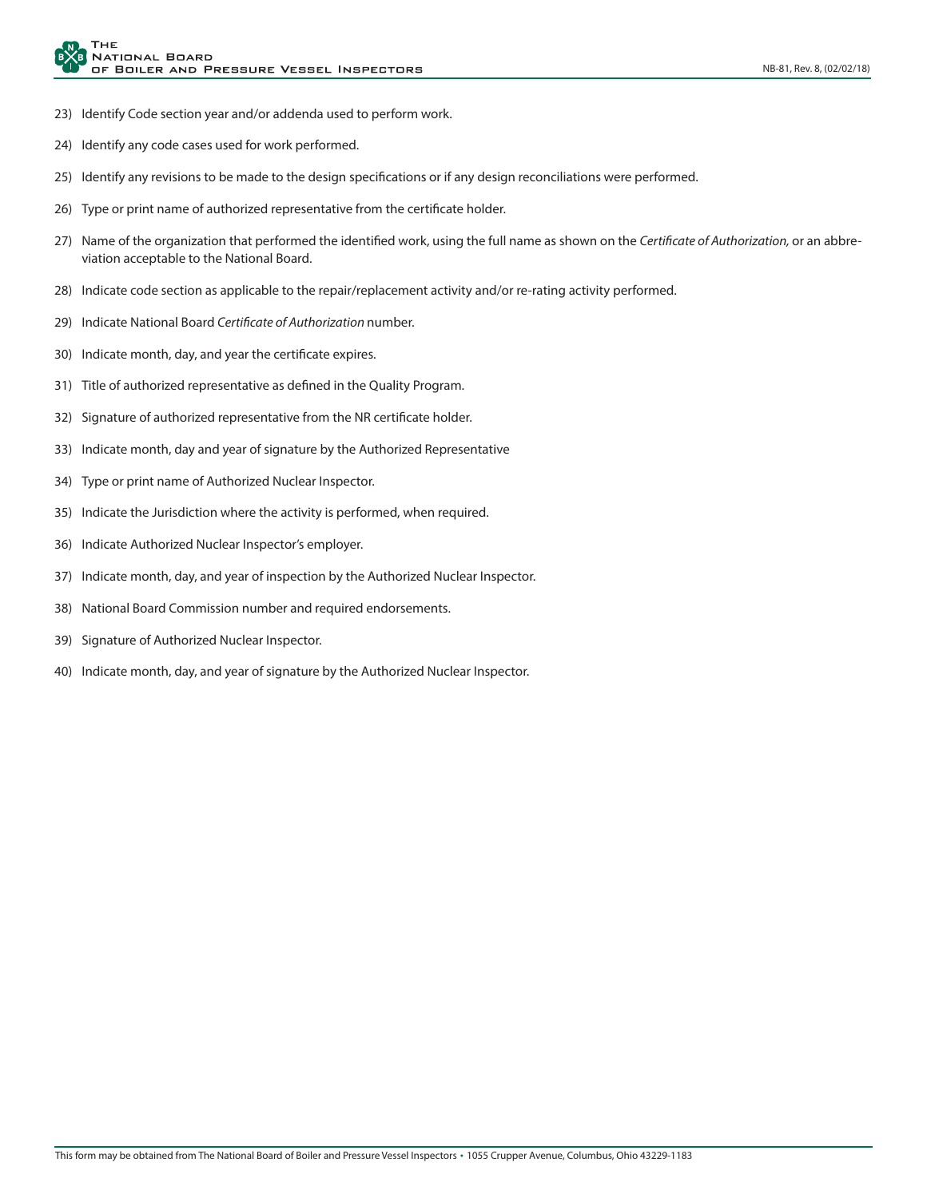23) Identify Code section year and/or addenda used to perform work.

24) Identify any code cases used for work performed.

25) Identify any revisions to be made to the design specifications or if any design reconciliations were performed.

26) Type or print name of authorized representative from the certificate holder.

27) Name of the organization that performed the identified work, using the full name as shown on the *Certificate of Authorization,* or an abbreviation acceptable to the National Board.

28) Indicate code section as applicable to the repair/replacement activity and/or re-rating activity performed.

29) Indicate National Board *Certificate of Authorization* number.

30) Indicate month, day, and year the certificate expires.

31) Title of authorized representative as defined in the Quality Program.

32) Signature of authorized representative from the NR certificate holder.

33) Indicate month, day and year of signature by the Authorized Representative

34) Type or print name of Authorized Nuclear Inspector.

35) Indicate the Jurisdiction where the activity is performed, when required.

36) Indicate Authorized Nuclear Inspector's employer.

37) Indicate month, day, and year of inspection by the Authorized Nuclear Inspector.

38) National Board Commission number and required endorsements.

39) Signature of Authorized Nuclear Inspector.

40) Indicate month, day, and year of signature by the Authorized Nuclear Inspector.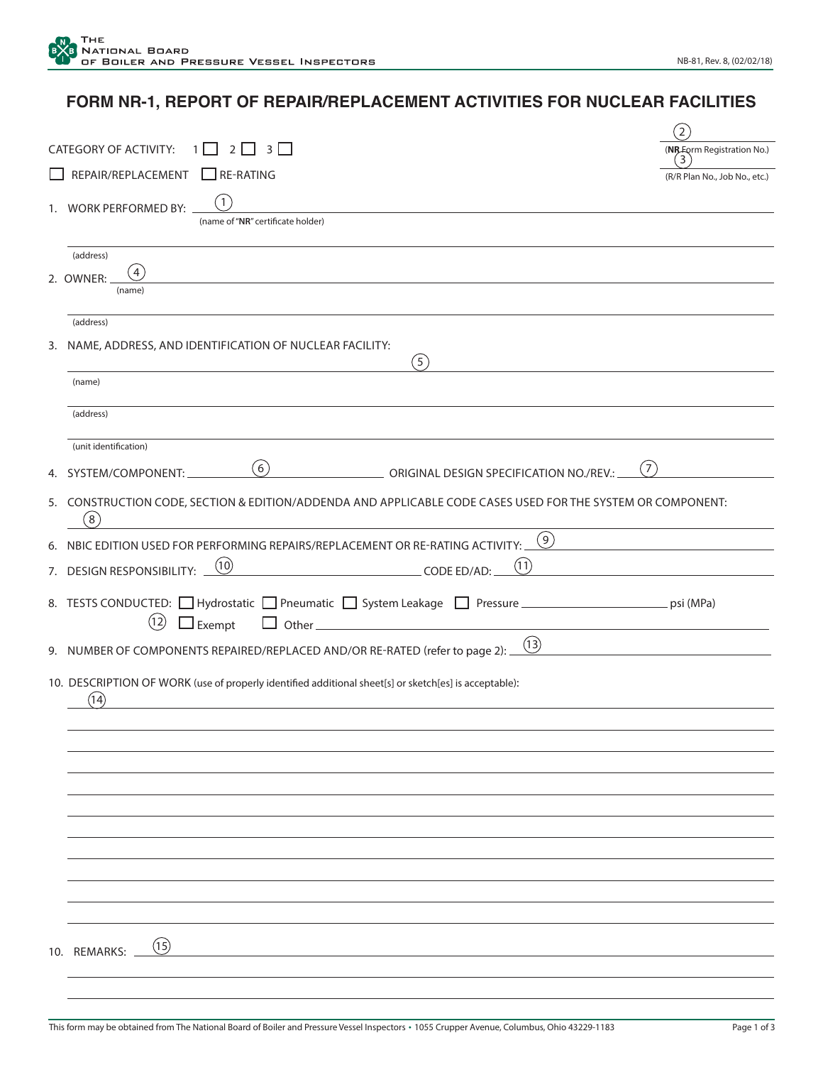The National Board of Boiler and Pressure Vessel Inspectors

NB-81, Rev. 8, (02/02/18)

# FORM NR-1, REPORT OF REPAIR/REPLACEMENT ACTIVITIES FOR NUCLEAR FACILITIES

CATEGORY OF ACTIVITY: 1 ☐ 2 ☐ 3 ☐

☐ REPAIR/REPLACEMENT ☐ RE-RATING

(2) ____________ (NR Form Registration No.)

(3) ____________ (R/R Plan No., Job No., etc.)

1. WORK PERFORMED BY: (1) ____________________
   (name of "NR" certificate holder)

   ____________________
   (address)

2. OWNER: (4) ____________________
   (name)

   ____________________
   (address)

3. NAME, ADDRESS, AND IDENTIFICATION OF NUCLEAR FACILITY:

   (5) ____________________
   (name)

   ____________________
   (address)

   ____________________
   (unit identification)

4. SYSTEM/COMPONENT: (6) ____________ ORIGINAL DESIGN SPECIFICATION NO./REV.: (7) ____________

5. CONSTRUCTION CODE, SECTION & EDITION/ADDENDA AND APPLICABLE CODE CASES USED FOR THE SYSTEM OR COMPONENT:
   (8) ____________________

6. NBIC EDITION USED FOR PERFORMING REPAIRS/REPLACEMENT OR RE-RATING ACTIVITY: (9) ____________

7. DESIGN RESPONSIBILITY: (10) ____________ CODE ED/AD: (11) ____________

8. TESTS CONDUCTED: ☐ Hydrostatic ☐ Pneumatic ☐ System Leakage ☐ Pressure ____________ psi (MPa)
   (12) ☐ Exempt ☐ Other ____________

9. NUMBER OF COMPONENTS REPAIRED/REPLACED AND/OR RE-RATED (refer to page 2): (13) ____________

10. DESCRIPTION OF WORK (use of properly identified additional sheet[s] or sketch[es] is acceptable):
    (14) ____________________

10. REMARKS: (15) ____________________

This form may be obtained from The National Board of Boiler and Pressure Vessel Inspectors • 1055 Crupper Avenue, Columbus, Ohio 43229-1183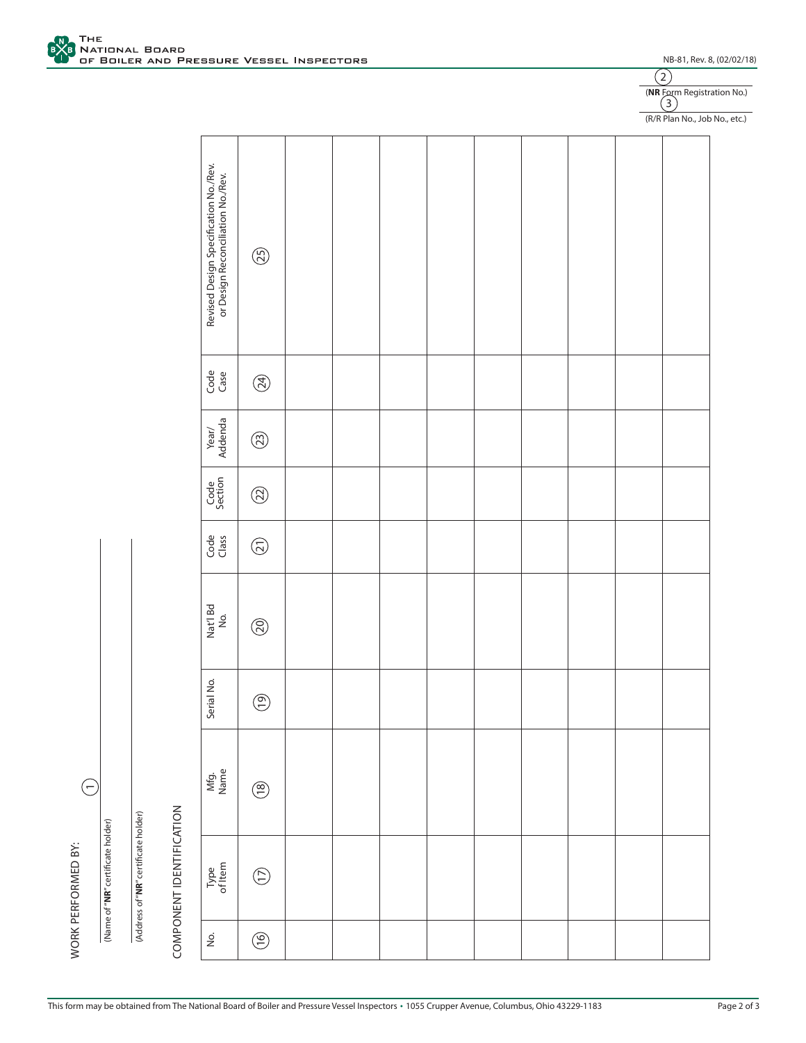NB-81, Rev. 8, (02/02/18)

(2) (**NR** Form Registration No.)

(3) (R/R Plan No., Job No., etc.)

WORK PERFORMED BY: (1)

(Name of "**NR**" certificate holder)

(Address of "**NR**" certificate holder)

COMPONENT IDENTIFICATION

| No. | Type of Item | Mfg. Name | Serial No. | Nat'l Bd No. | Code Class | Code Section | Year/ Addenda | Code Case | Revised Design Specification No./Rev. or Design Reconciliation No./Rev. |
|---|---|---|---|---|---|---|---|---|---|
| (16) | (17) | (18) | (19) | (20) | (21) | (22) | (23) | (24) | (25) |
| | | | | | | | | | |
| | | | | | | | | | |
| | | | | | | | | | |
| | | | | | | | | | |
| | | | | | | | | | |
| | | | | | | | | | |
| | | | | | | | | | |
| | | | | | | | | | |
| | | | | | | | | | |

This form may be obtained from The National Board of Boiler and Pressure Vessel Inspectors • 1055 Crupper Avenue, Columbus, Ohio 43229-1183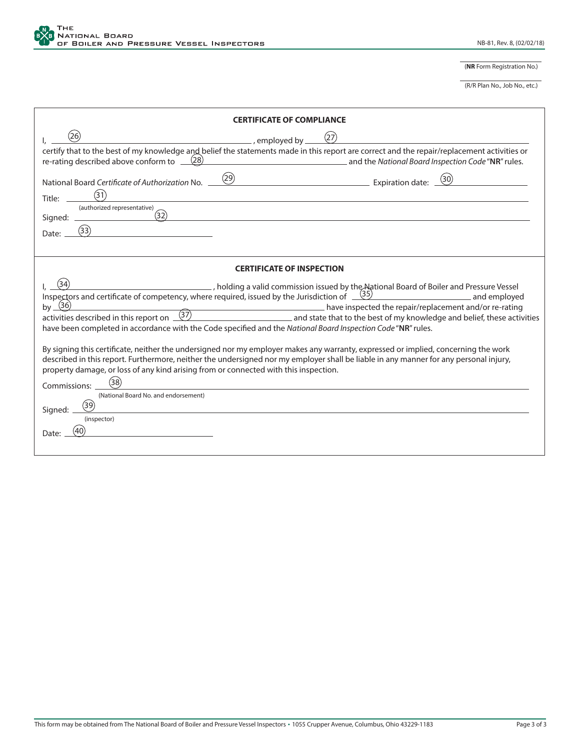(**NR** Form Registration No.)

(R/R Plan No., Job No., etc.)

## CERTIFICATE OF COMPLIANCE

I, (26) ______________________, employed by (27) ______________________

certify that to the best of my knowledge and belief the statements made in this report are correct and the repair/replacement activities or re-rating described above conform to (28) ______________________ and the *National Board Inspection Code* "**NR**" rules.

National Board *Certificate of Authorization* No. (29) ______________________ Expiration date: (30) ______________________

Title: (31) ______________________

Signed: (32) ______________________
(authorized representative)

Date: (33) ______________________

## CERTIFICATE OF INSPECTION

I, (34) ______________________, holding a valid commission issued by the National Board of Boiler and Pressure Vessel Inspectors and certificate of competency, where required, issued by the Jurisdiction of (35) ______________________ and employed by (36) ______________________ have inspected the repair/replacement and/or re-rating activities described in this report on (37) ______________________ and state that to the best of my knowledge and belief, these activities have been completed in accordance with the Code specified and the *National Board Inspection Code* "**NR**" rules.

By signing this certificate, neither the undersigned nor my employer makes any warranty, expressed or implied, concerning the work described in this report. Furthermore, neither the undersigned nor my employer shall be liable in any manner for any personal injury, property damage, or loss of any kind arising from or connected with this inspection.

Commissions: (38) ______________________
(National Board No. and endorsement)

Signed: (39) ______________________
(inspector)

Date: (40) ______________________